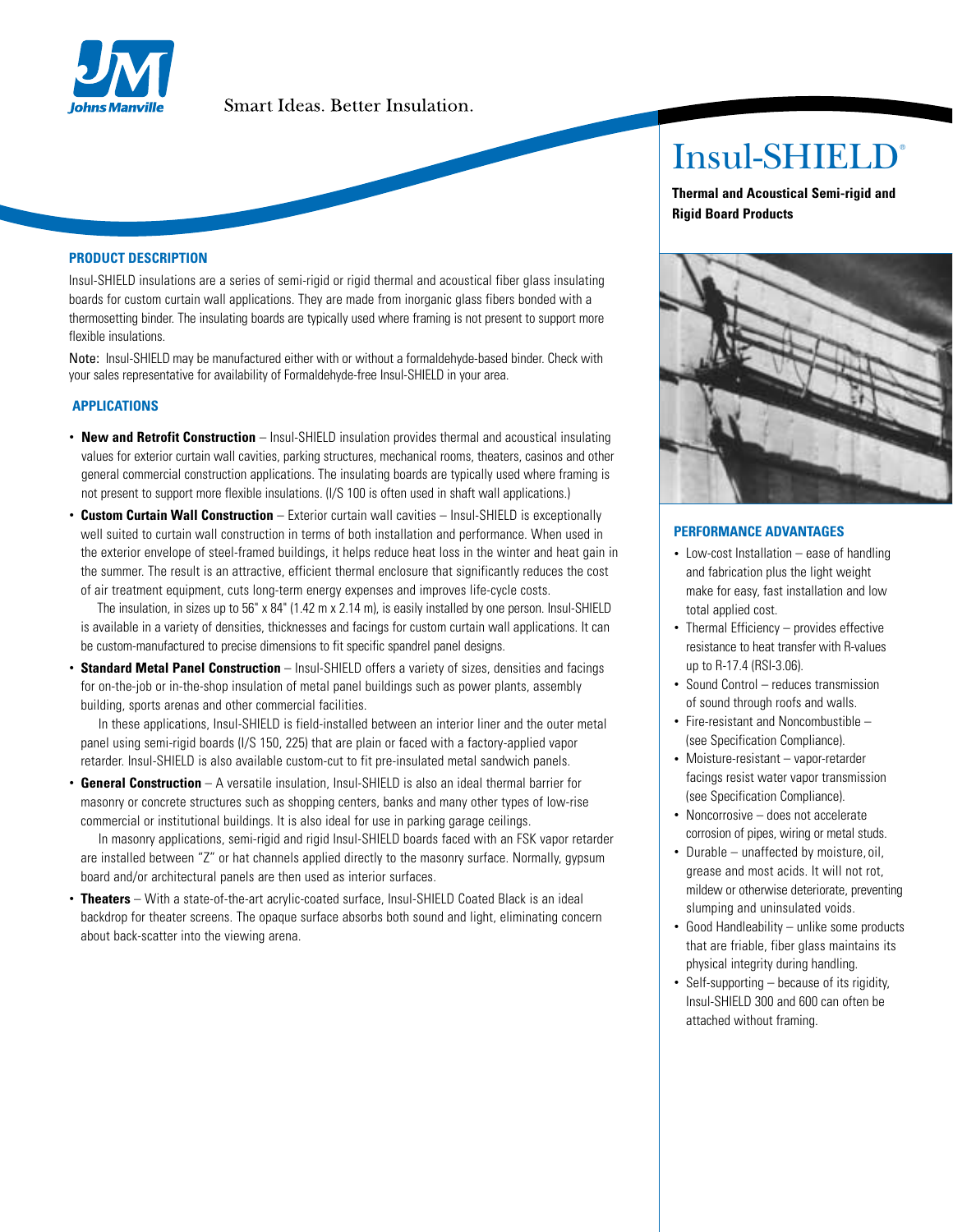Smart Ideas. Better Insulation.

# Insul-SHIELD®

**Thermal and Acoustical Semi-rigid and Rigid Board Products**

## PRODUCT DESCRIPTION

Insul-SHIELD insulations are a series of semi-rigid or rigid thermal and acoustical fiber glass insulating boards for custom curtain wall applications. They are made from inorganic glass fibers bonded with a thermosetting binder. The insulating boards are typically used where framing is not present to support more flexible insulations.

Note: Insul-SHIELD may be manufactured either with or without a formaldehyde-based binder. Check with your sales representative for availability of Formaldehyde-free Insul-SHIELD in your area.

## APPLICATIONS

- **New and Retrofit Construction** – Insul-SHIELD insulation provides thermal and acoustical insulating values for exterior curtain wall cavities, parking structures, mechanical rooms, theaters, casinos and other general commercial construction applications. The insulating boards are typically used where framing is not present to support more flexible insulations. (I/S 100 is often used in shaft wall applications.)
- **Custom Curtain Wall Construction** – Exterior curtain wall cavities – Insul-SHIELD is exceptionally well suited to curtain wall construction in terms of both installation and performance. When used in the exterior envelope of steel-framed buildings, it helps reduce heat loss in the winter and heat gain in the summer. The result is an attractive, efficient thermal enclosure that significantly reduces the cost of air treatment equipment, cuts long-term energy expenses and improves life-cycle costs.

  The insulation, in sizes up to 56" x 84" (1.42 m x 2.14 m), is easily installed by one person. Insul-SHIELD is available in a variety of densities, thicknesses and facings for custom curtain wall applications. It can be custom-manufactured to precise dimensions to fit specific spandrel panel designs.
- **Standard Metal Panel Construction** – Insul-SHIELD offers a variety of sizes, densities and facings for on-the-job or in-the-shop insulation of metal panel buildings such as power plants, assembly building, sports arenas and other commercial facilities.

  In these applications, Insul-SHIELD is field-installed between an interior liner and the outer metal panel using semi-rigid boards (I/S 150, 225) that are plain or faced with a factory-applied vapor retarder. Insul-SHIELD is also available custom-cut to fit pre-insulated metal sandwich panels.
- **General Construction** – A versatile insulation, Insul-SHIELD is also an ideal thermal barrier for masonry or concrete structures such as shopping centers, banks and many other types of low-rise commercial or institutional buildings. It is also ideal for use in parking garage ceilings.

  In masonry applications, semi-rigid and rigid Insul-SHIELD boards faced with an FSK vapor retarder are installed between "Z" or hat channels applied directly to the masonry surface. Normally, gypsum board and/or architectural panels are then used as interior surfaces.
- **Theaters** – With a state-of-the-art acrylic-coated surface, Insul-SHIELD Coated Black is an ideal backdrop for theater screens. The opaque surface absorbs both sound and light, eliminating concern about back-scatter into the viewing arena.

## PERFORMANCE ADVANTAGES

- Low-cost Installation – ease of handling and fabrication plus the light weight make for easy, fast installation and low total applied cost.
- Thermal Efficiency – provides effective resistance to heat transfer with R-values up to R-17.4 (RSI-3.06).
- Sound Control – reduces transmission of sound through roofs and walls.
- Fire-resistant and Noncombustible – (see Specification Compliance).
- Moisture-resistant – vapor-retarder facings resist water vapor transmission (see Specification Compliance).
- Noncorrosive – does not accelerate corrosion of pipes, wiring or metal studs.
- Durable – unaffected by moisture, oil, grease and most acids. It will not rot, mildew or otherwise deteriorate, preventing slumping and uninsulated voids.
- Good Handleability – unlike some products that are friable, fiber glass maintains its physical integrity during handling.
- Self-supporting – because of its rigidity, Insul-SHIELD 300 and 600 can often be attached without framing.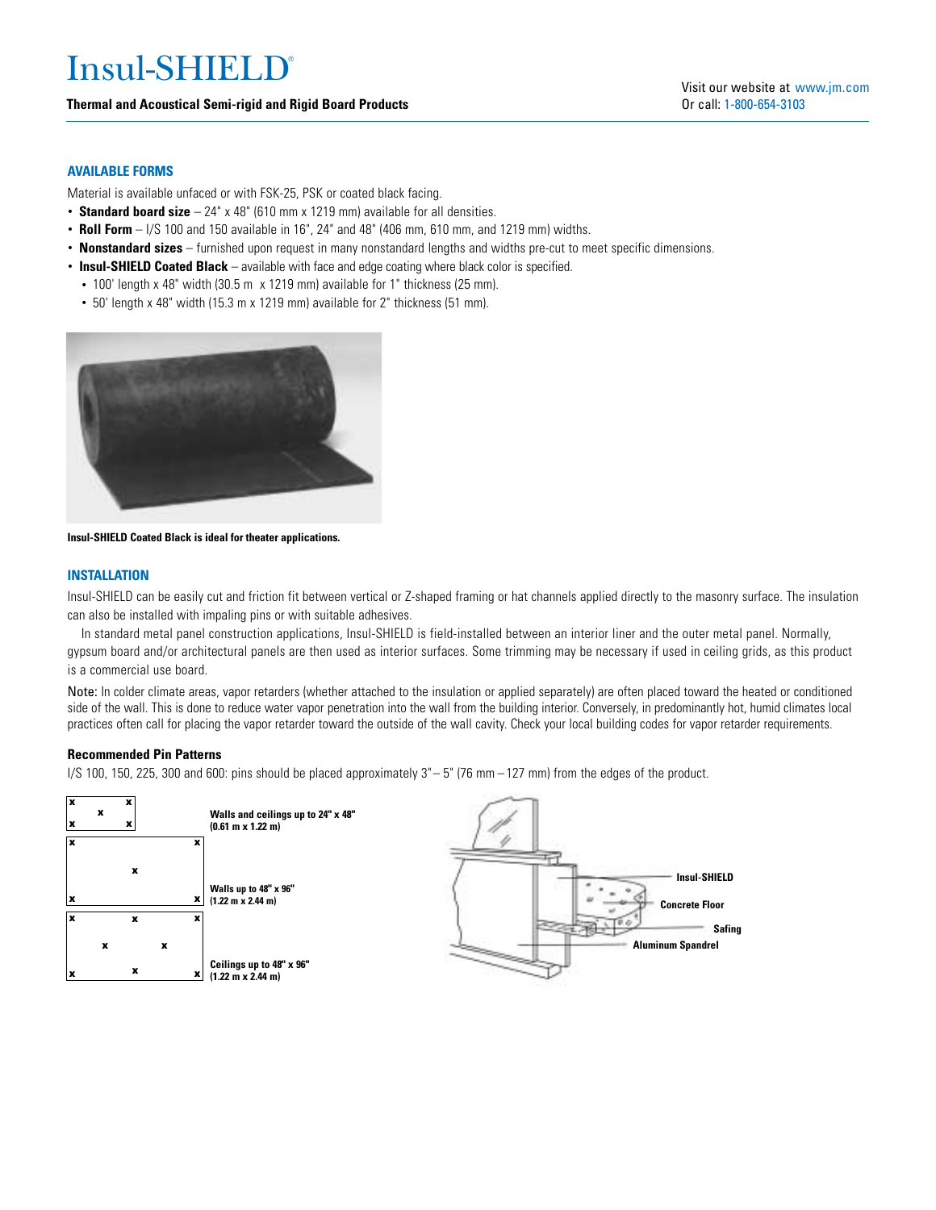## AVAILABLE FORMS

Material is available unfaced or with FSK-25, PSK or coated black facing.

- **Standard board size** – 24" x 48" (610 mm x 1219 mm) available for all densities.
- **Roll Form** – I/S 100 and 150 available in 16", 24" and 48" (406 mm, 610 mm, and 1219 mm) widths.
- **Nonstandard sizes** – furnished upon request in many nonstandard lengths and widths pre-cut to meet specific dimensions.
- **Insul-SHIELD Coated Black** – available with face and edge coating where black color is specified.
  - 100' length x 48" width (30.5 m x 1219 mm) available for 1" thickness (25 mm).
  - 50' length x 48" width (15.3 m x 1219 mm) available for 2" thickness (51 mm).

**Insul-SHIELD Coated Black is ideal for theater applications.**

## INSTALLATION

Insul-SHIELD can be easily cut and friction fit between vertical or Z-shaped framing or hat channels applied directly to the masonry surface. The insulation can also be installed with impaling pins or with suitable adhesives.

In standard metal panel construction applications, Insul-SHIELD is field-installed between an interior liner and the outer metal panel. Normally, gypsum board and/or architectural panels are then used as interior surfaces. Some trimming may be necessary if used in ceiling grids, as this product is a commercial use board.

Note: In colder climate areas, vapor retarders (whether attached to the insulation or applied separately) are often placed toward the heated or conditioned side of the wall. This is done to reduce water vapor penetration into the wall from the building interior. Conversely, in predominantly hot, humid climates local practices often call for placing the vapor retarder toward the outside of the wall cavity. Check your local building codes for vapor retarder requirements.

### Recommended Pin Patterns

I/S 100, 150, 225, 300 and 600: pins should be placed approximately 3" – 5" (76 mm – 127 mm) from the edges of the product.

**Walls and ceilings up to 24" x 48" (0.61 m x 1.22 m)**

**Walls up to 48" x 96" (1.22 m x 2.44 m)**

**Ceilings up to 48" x 96" (1.22 m x 2.44 m)**

**Insul-SHIELD**

**Concrete Floor**

**Safing**

**Aluminum Spandrel**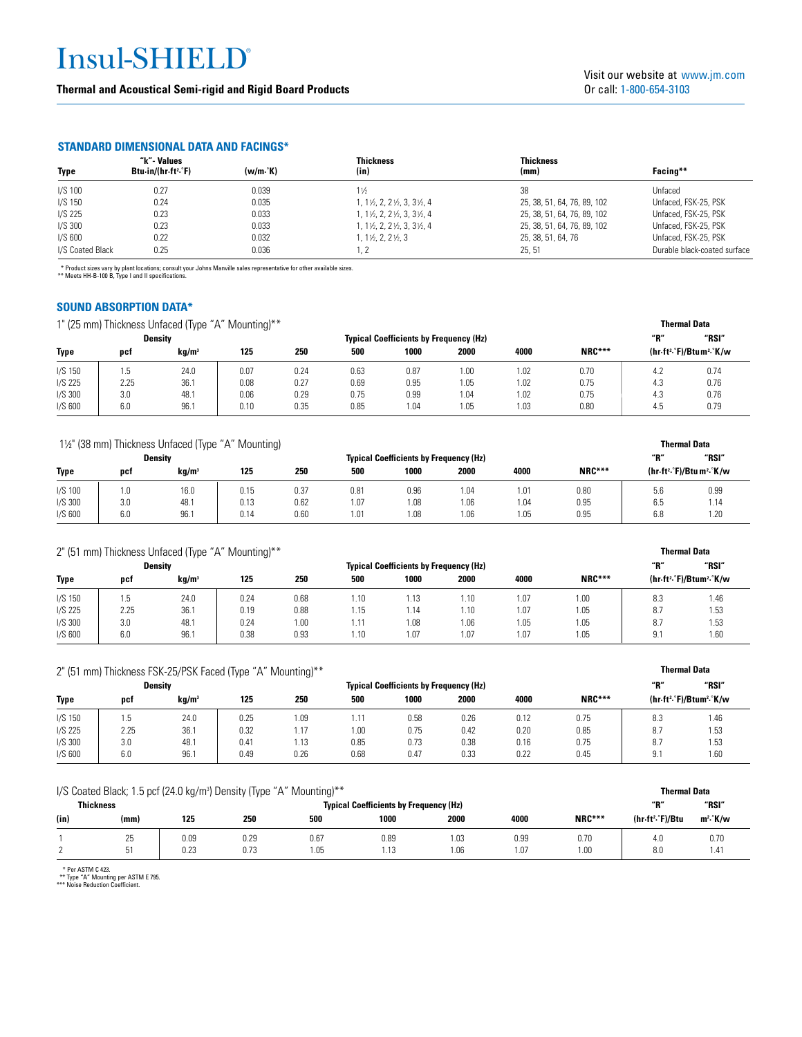# Insul-SHIELD®

**Thermal and Acoustical Semi-rigid and Rigid Board Products**

Visit our website at www.jm.com
Or call: 1-800-654-3103

## STANDARD DIMENSIONAL DATA AND FACINGS*

| Type | "k"- Values Btu·in/(hr·ft²·°F) | (w/m·°K) | Thickness (in) | Thickness (mm) | Facing** |
|---|---|---|---|---|---|
| I/S 100 | 0.27 | 0.039 | 1½ | 38 | Unfaced |
| I/S 150 | 0.24 | 0.035 | 1, 1½, 2, 2½, 3, 3½, 4 | 25, 38, 51, 64, 76, 89, 102 | Unfaced, FSK-25, PSK |
| I/S 225 | 0.23 | 0.033 | 1, 1½, 2, 2½, 3, 3½, 4 | 25, 38, 51, 64, 76, 89, 102 | Unfaced, FSK-25, PSK |
| I/S 300 | 0.23 | 0.033 | 1, 1½, 2, 2½, 3, 3½, 4 | 25, 38, 51, 64, 76, 89, 102 | Unfaced, FSK-25, PSK |
| I/S 600 | 0.22 | 0.032 | 1, 1½, 2, 2½, 3 | 25, 38, 51, 64, 76 | Unfaced, FSK-25, PSK |
| I/S Coated Black | 0.25 | 0.036 | 1, 2 | 25, 51 | Durable black-coated surface |

\* Product sizes vary by plant locations; consult your Johns Manville sales representative for other available sizes.
\*\* Meets HH-B-100 B, Type I and II specifications.

## SOUND ABSORPTION DATA*

1" (25 mm) Thickness Unfaced (Type "A" Mounting)**

| Type | Density pcf | Density kg/m³ | 125 | 250 | 500 | 1000 | 2000 | 4000 | NRC*** | Thermal Data "R" (hr·ft²·°F)/Btu | Thermal Data "RSI" m²·°K/w |
|---|---|---|---|---|---|---|---|---|---|---|---|
| | | | Typical Coefficients by Frequency (Hz) | | | | | | | | |
| I/S 150 | 1.5 | 24.0 | 0.07 | 0.24 | 0.63 | 0.87 | 1.00 | 1.02 | 0.70 | 4.2 | 0.74 |
| I/S 225 | 2.25 | 36.1 | 0.08 | 0.27 | 0.69 | 0.95 | 1.05 | 1.02 | 0.75 | 4.3 | 0.76 |
| I/S 300 | 3.0 | 48.1 | 0.06 | 0.29 | 0.75 | 0.99 | 1.04 | 1.02 | 0.75 | 4.3 | 0.76 |
| I/S 600 | 6.0 | 96.1 | 0.10 | 0.35 | 0.85 | 1.04 | 1.05 | 1.03 | 0.80 | 4.5 | 0.79 |

1½" (38 mm) Thickness Unfaced (Type "A" Mounting)

| Type | Density pcf | Density kg/m³ | 125 | 250 | 500 | 1000 | 2000 | 4000 | NRC*** | Thermal Data "R" (hr·ft²·°F)/Btu | Thermal Data "RSI" m²·°K/w |
|---|---|---|---|---|---|---|---|---|---|---|---|
| | | | Typical Coefficients by Frequency (Hz) | | | | | | | | |
| I/S 100 | 1.0 | 16.0 | 0.15 | 0.37 | 0.81 | 0.96 | 1.04 | 1.01 | 0.80 | 5.6 | 0.99 |
| I/S 300 | 3.0 | 48.1 | 0.13 | 0.62 | 1.07 | 1.08 | 1.06 | 1.04 | 0.95 | 6.5 | 1.14 |
| I/S 600 | 6.0 | 96.1 | 0.14 | 0.60 | 1.01 | 1.08 | 1.06 | 1.05 | 0.95 | 6.8 | 1.20 |

2" (51 mm) Thickness Unfaced (Type "A" Mounting)**

| Type | Density pcf | Density kg/m³ | 125 | 250 | 500 | 1000 | 2000 | 4000 | NRC*** | Thermal Data "R" (hr·ft²·°F)/Btu | Thermal Data "RSI" m²·°K/w |
|---|---|---|---|---|---|---|---|---|---|---|---|
| | | | Typical Coefficients by Frequency (Hz) | | | | | | | | |
| I/S 150 | 1.5 | 24.0 | 0.24 | 0.68 | 1.10 | 1.13 | 1.10 | 1.07 | 1.00 | 8.3 | 1.46 |
| I/S 225 | 2.25 | 36.1 | 0.19 | 0.88 | 1.15 | 1.14 | 1.10 | 1.07 | 1.05 | 8.7 | 1.53 |
| I/S 300 | 3.0 | 48.1 | 0.24 | 1.00 | 1.11 | 1.08 | 1.06 | 1.05 | 1.05 | 8.7 | 1.53 |
| I/S 600 | 6.0 | 96.1 | 0.38 | 0.93 | 1.10 | 1.07 | 1.07 | 1.07 | 1.05 | 9.1 | 1.60 |

2" (51 mm) Thickness FSK-25/PSK Faced (Type "A" Mounting)**

| Type | Density pcf | Density kg/m³ | 125 | 250 | 500 | 1000 | 2000 | 4000 | NRC*** | Thermal Data "R" (hr·ft²·°F)/Btu | Thermal Data "RSI" m²·°K/w |
|---|---|---|---|---|---|---|---|---|---|---|---|
| | | | Typical Coefficients by Frequency (Hz) | | | | | | | | |
| I/S 150 | 1.5 | 24.0 | 0.25 | 1.09 | 1.11 | 0.58 | 0.26 | 0.12 | 0.75 | 8.3 | 1.46 |
| I/S 225 | 2.25 | 36.1 | 0.32 | 1.17 | 1.00 | 0.75 | 0.42 | 0.20 | 0.85 | 8.7 | 1.53 |
| I/S 300 | 3.0 | 48.1 | 0.41 | 1.13 | 0.85 | 0.73 | 0.38 | 0.16 | 0.75 | 8.7 | 1.53 |
| I/S 600 | 6.0 | 96.1 | 0.49 | 0.26 | 0.68 | 0.47 | 0.33 | 0.22 | 0.45 | 9.1 | 1.60 |

I/S Coated Black; 1.5 pcf (24.0 kg/m³) Density (Type "A" Mounting)**

| Thickness (in) | Thickness (mm) | 125 | 250 | 500 | 1000 | 2000 | 4000 | NRC*** | Thermal Data "R" (hr·ft²·°F)/Btu | Thermal Data "RSI" m²·°K/w |
|---|---|---|---|---|---|---|---|---|---|---|
| | | Typical Coefficients by Frequency (Hz) | | | | | | | | |
| 1 | 25 | 0.09 | 0.29 | 0.67 | 0.89 | 1.03 | 0.99 | 0.70 | 4.0 | 0.70 |
| 2 | 51 | 0.23 | 0.73 | 1.05 | 1.13 | 1.06 | 1.07 | 1.00 | 8.0 | 1.41 |

\* Per ASTM C 423.
\*\* Type "A" Mounting per ASTM E 795.
\*\*\* Noise Reduction Coefficient.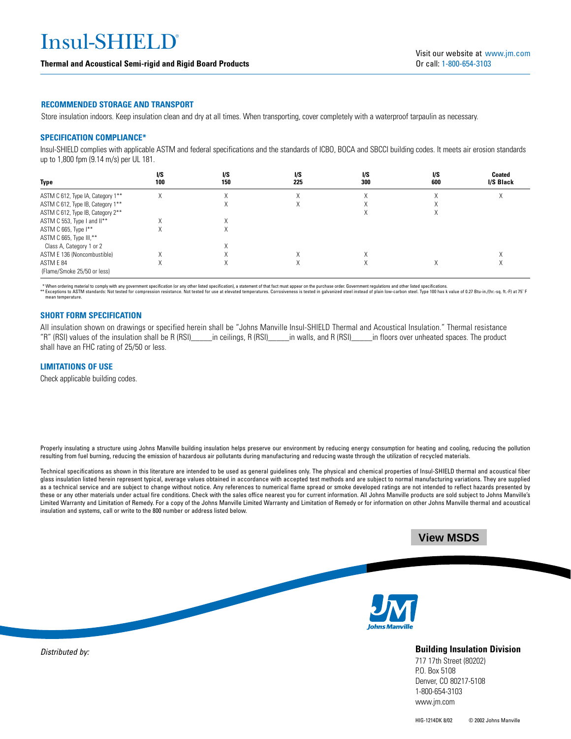# Insul-SHIELD®

**Thermal and Acoustical Semi-rigid and Rigid Board Products**

Visit our website at www.jm.com
Or call: 1-800-654-3103

## RECOMMENDED STORAGE AND TRANSPORT

Store insulation indoors. Keep insulation clean and dry at all times. When transporting, cover completely with a waterproof tarpaulin as necessary.

## SPECIFICATION COMPLIANCE*

Insul-SHIELD complies with applicable ASTM and federal specifications and the standards of ICBO, BOCA and SBCCI building codes. It meets air erosion standards up to 1,800 fpm (9.14 m/s) per UL 181.

| Type | I/S 100 | I/S 150 | I/S 225 | I/S 300 | I/S 600 | Coated I/S Black |
|---|---|---|---|---|---|---|
| ASTM C 612, Type IA, Category 1** | X | X | X | X | X | X |
| ASTM C 612, Type IB, Category 1** | | X | X | X | X | |
| ASTM C 612, Type IB, Category 2** | | | | X | X | |
| ASTM C 553, Type I and II** | X | X | | | | |
| ASTM C 665, Type I** | X | X | | | | |
| ASTM C 665, Type III,** Class A, Category 1 or 2 | | X | | | | |
| ASTM E 136 (Noncombustible) | X | X | X | X | | X |
| ASTM E 84 (Flame/Smoke 25/50 or less) | X | X | X | X | X | X |

\* When ordering material to comply with any government specification (or any other listed specification), a statement of that fact must appear on the purchase order. Government regulations and other listed specifications.
\** Exceptions to ASTM standards: Not tested for compression resistance. Not tested for use at elevated temperatures. Corrosiveness is tested in galvanized steel instead of plain low-carbon steel. Type 100 has k value of 0.27 Btu-in./(hr.-sq. ft.-F) at 75° F mean temperature.

## SHORT FORM SPECIFICATION

All insulation shown on drawings or specified herein shall be "Johns Manville Insul-SHIELD Thermal and Acoustical Insulation." Thermal resistance "R" (RSI) values of the insulation shall be R (RSI)______in ceilings, R (RSI)______in walls, and R (RSI)______in floors over unheated spaces. The product shall have an FHC rating of 25/50 or less.

## LIMITATIONS OF USE

Check applicable building codes.

Properly insulating a structure using Johns Manville building insulation helps preserve our environment by reducing energy consumption for heating and cooling, reducing the pollution resulting from fuel burning, reducing the emission of hazardous air pollutants during manufacturing and reducing waste through the utilization of recycled materials.

Technical specifications as shown in this literature are intended to be used as general guidelines only. The physical and chemical properties of Insul-SHIELD thermal and acoustical fiber glass insulation listed herein represent typical, average values obtained in accordance with accepted test methods and are subject to normal manufacturing variations. They are supplied as a technical service and are subject to change without notice. Any references to numerical flame spread or smoke developed ratings are not intended to reflect hazards presented by these or any other materials under actual fire conditions. Check with the sales office nearest you for current information. All Johns Manville products are sold subject to Johns Manville's Limited Warranty and Limitation of Remedy. For a copy of the Johns Manville Limited Warranty and Limitation of Remedy or for information on other Johns Manville thermal and acoustical insulation and systems, call or write to the 800 number or address listed below.

View MSDS

*Distributed by:*

Johns Manville

**Building Insulation Division**
717 17th Street (80202)
P.O. Box 5108
Denver, CO 80217-5108
1-800-654-3103
www.jm.com

HIG-1214DK 8/02 © 2002 Johns Manville